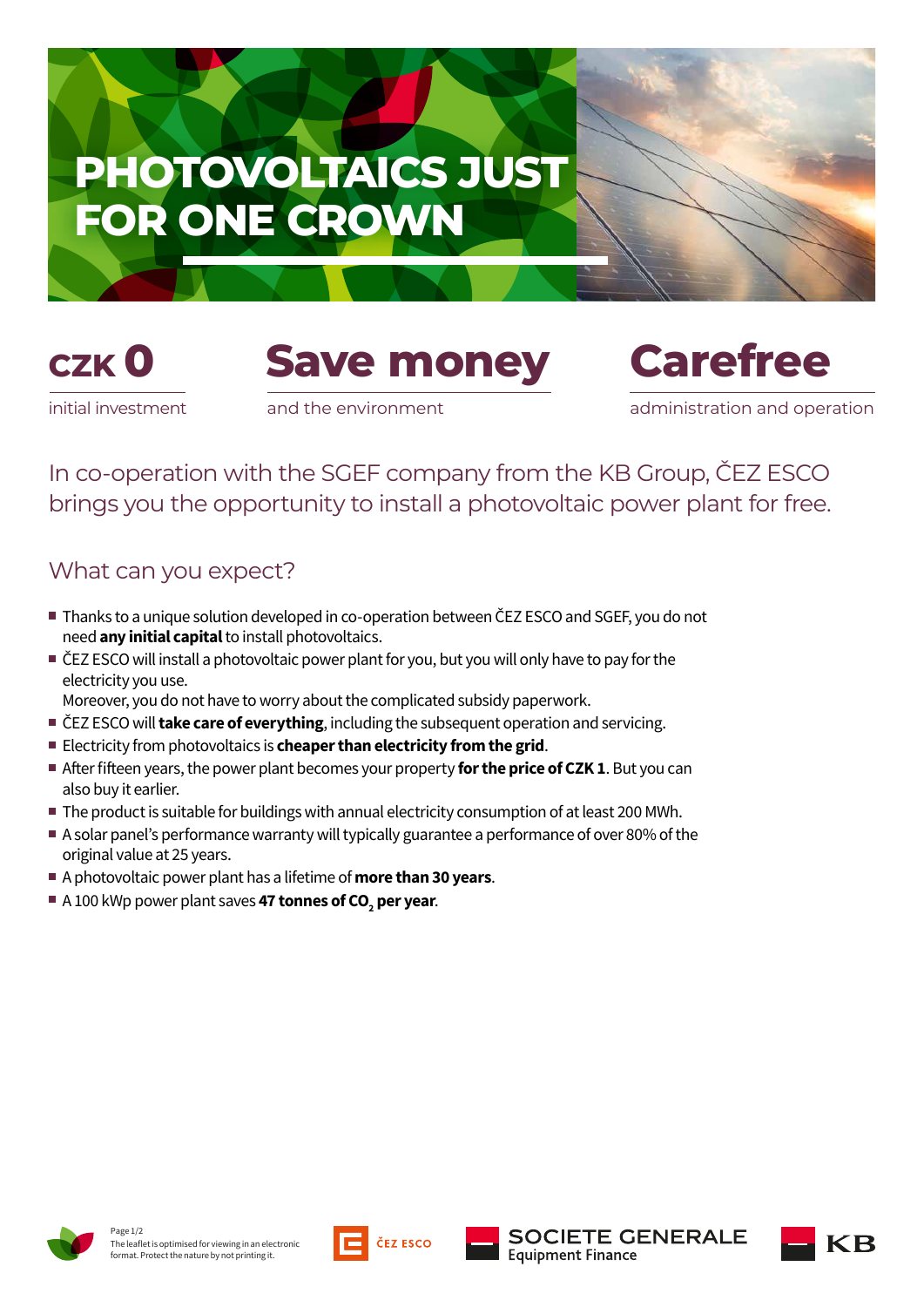# PHOTOVOLTAICS JUST FOR ONE CROWN

**CZK 0**
initial investment

**Save money**
and the environment

**Carefree**
administration and operation

In co-operation with the SGEF company from the KB Group, ČEZ ESCO brings you the opportunity to install a photovoltaic power plant for free.

## What can you expect?

- Thanks to a unique solution developed in co-operation between ČEZ ESCO and SGEF, you do not need **any initial capital** to install photovoltaics.
- ČEZ ESCO will install a photovoltaic power plant for you, but you will only have to pay for the electricity you use.
  Moreover, you do not have to worry about the complicated subsidy paperwork.
- ČEZ ESCO will **take care of everything**, including the subsequent operation and servicing.
- Electricity from photovoltaics is **cheaper than electricity from the grid**.
- After fifteen years, the power plant becomes your property **for the price of CZK 1**. But you can also buy it earlier.
- The product is suitable for buildings with annual electricity consumption of at least 200 MWh.
- A solar panel's performance warranty will typically guarantee a performance of over 80% of the original value at 25 years.
- A photovoltaic power plant has a lifetime of **more than 30 years**.
- A 100 kWp power plant saves **47 tonnes of $CO_2$ per year**.

The leaflet is optimised for viewing in an electronic format. Protect the nature by not printing it.

ČEZ ESCO | SOCIETE GENERALE Equipment Finance | KB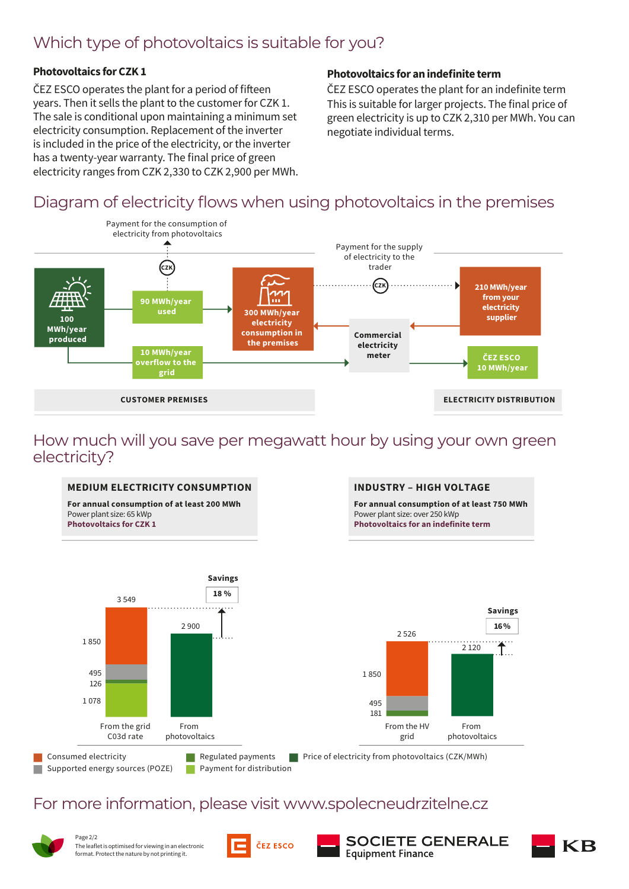## Which type of photovoltaics is suitable for you?

### Photovoltaics for CZK 1

ČEZ ESCO operates the plant for a period of fifteen years. Then it sells the plant to the customer for CZK 1. The sale is conditional upon maintaining a minimum set electricity consumption. Replacement of the inverter is included in the price of the electricity, or the inverter has a twenty-year warranty. The final price of green electricity ranges from CZK 2,330 to CZK 2,900 per MWh.

### Photovoltaics for an indefinite term

ČEZ ESCO operates the plant for an indefinite term This is suitable for larger projects. The final price of green electricity is up to CZK 2,310 per MWh. You can negotiate individual terms.

## Diagram of electricity flows when using photovoltaics in the premises

Payment for the consumption of electricity from photovoltaics

CZK

Payment for the supply of electricity to the trader

CZK

100 MWh/year produced

90 MWh/year used

10 MWh/year overflow to the grid

300 MWh/year electricity consumption in the premises

Commercial electricity meter

210 MWh/year from your electricity supplier

ČEZ ESCO 10 MWh/year

CUSTOMER PREMISES

ELECTRICITY DISTRIBUTION

## How much will you save per megawatt hour by using your own green electricity?

**MEDIUM ELECTRICITY CONSUMPTION**

**For annual consumption of at least 200 MWh**
Power plant size: 65 kWp
**Photovoltaics for CZK 1**

**INDUSTRY – HIGH VOLTAGE**

**For annual consumption of at least 750 MWh**
Power plant size: over 250 kWp
**Photovoltaics for an indefinite term**

Savings
18 %
3 549
2 900
1 850
495
126
1 078
From the grid C03d rate
From photovoltaics

Savings
16 %
2 526
2 120
1 850
495
181
From the HV grid
From photovoltaics

Consumed electricity
Supported energy sources (POZE)
Regulated payments
Payment for distribution
Price of electricity from photovoltaics (CZK/MWh)

## For more information, please visit www.spolecneudrzitelne.cz

The leaflet is optimised for viewing in an electronic format. Protect the nature by not printing it.

ČEZ ESCO

SOCIETE GENERALE Equipment Finance

KB